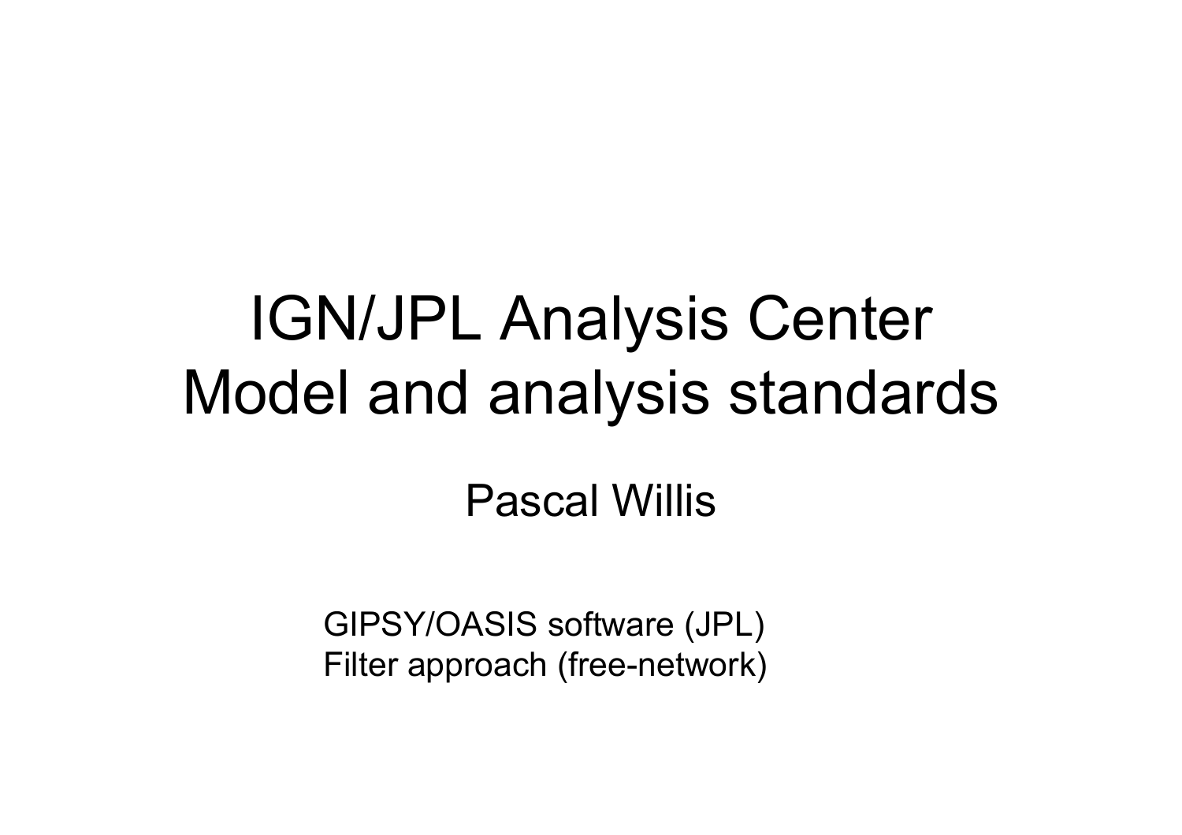# IGN/JPL Analysis Center
# Model and analysis standards

Pascal Willis

GIPSY/OASIS software (JPL)
Filter approach (free-network)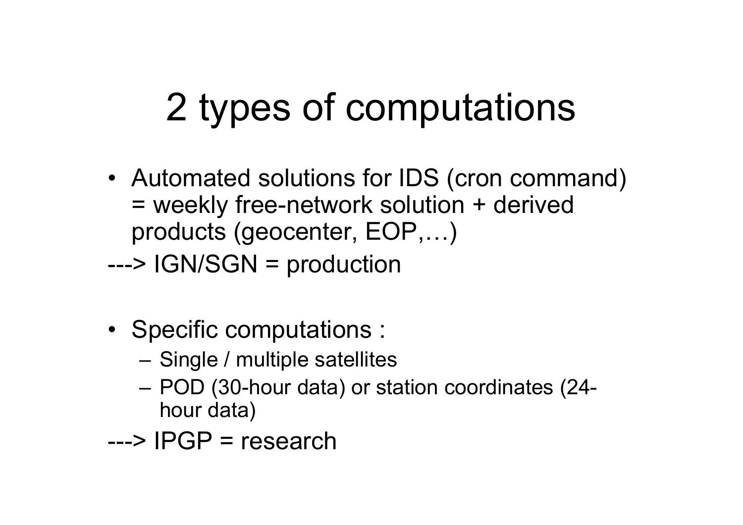# 2 types of computations

- Automated solutions for IDS (cron command) = weekly free-network solution + derived products (geocenter, EOP,…)

---> IGN/SGN = production

- Specific computations :
  - Single / multiple satellites
  - POD (30-hour data) or station coordinates (24-hour data)

---> IPGP = research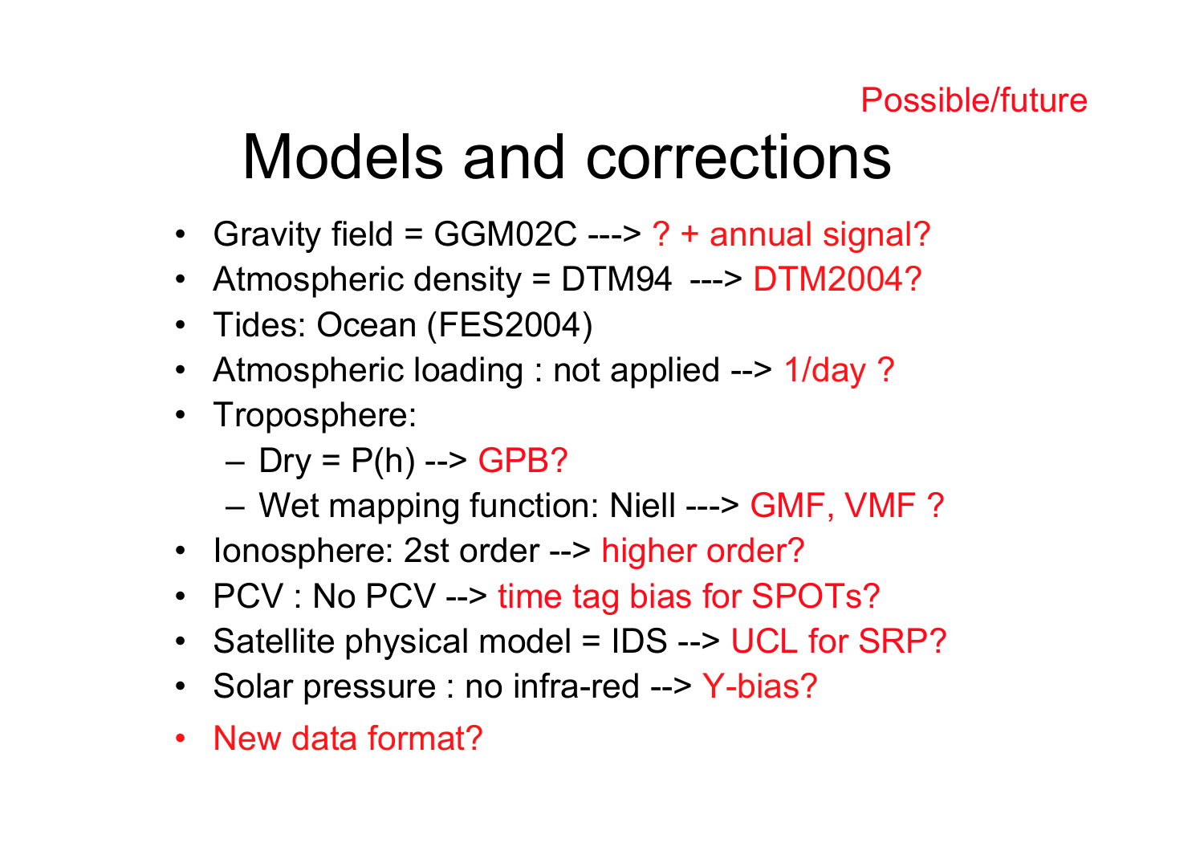Possible/future

# Models and corrections

- Gravity field = GGM02C ---> ? + annual signal?
- Atmospheric density = DTM94 ---> DTM2004?
- Tides: Ocean (FES2004)
- Atmospheric loading : not applied --> 1/day ?
- Troposphere:
  - Dry = P(h) --> GPB?
  - Wet mapping function: Niell ---> GMF, VMF ?
- Ionosphere: 2st order --> higher order?
- PCV : No PCV --> time tag bias for SPOTs?
- Satellite physical model = IDS --> UCL for SRP?
- Solar pressure : no infra-red --> Y-bias?
- New data format?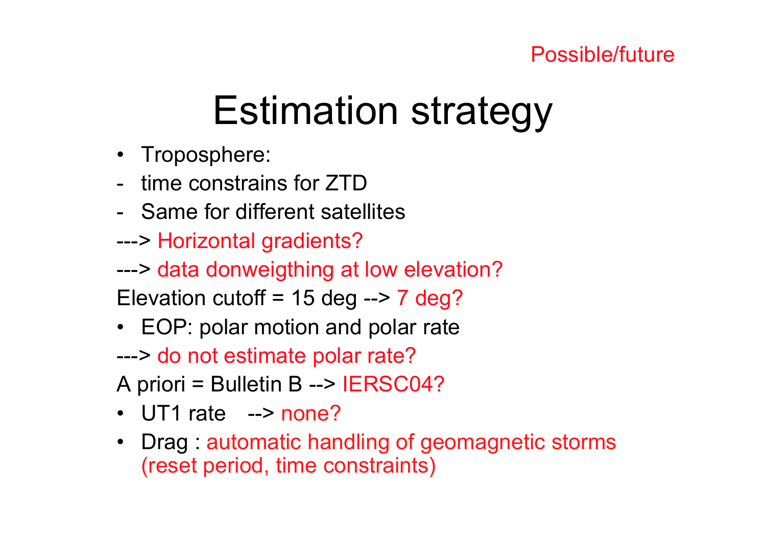Possible/future

# Estimation strategy

- Troposphere:

- time constrains for ZTD
- Same for different satellites

---> Horizontal gradients?

---> data donweigthing at low elevation?

Elevation cutoff = 15 deg --> 7 deg?

- EOP: polar motion and polar rate

---> do not estimate polar rate?

A priori = Bulletin B --> IERSC04?

- UT1 rate --> none?
- Drag : automatic handling of geomagnetic storms (reset period, time constraints)